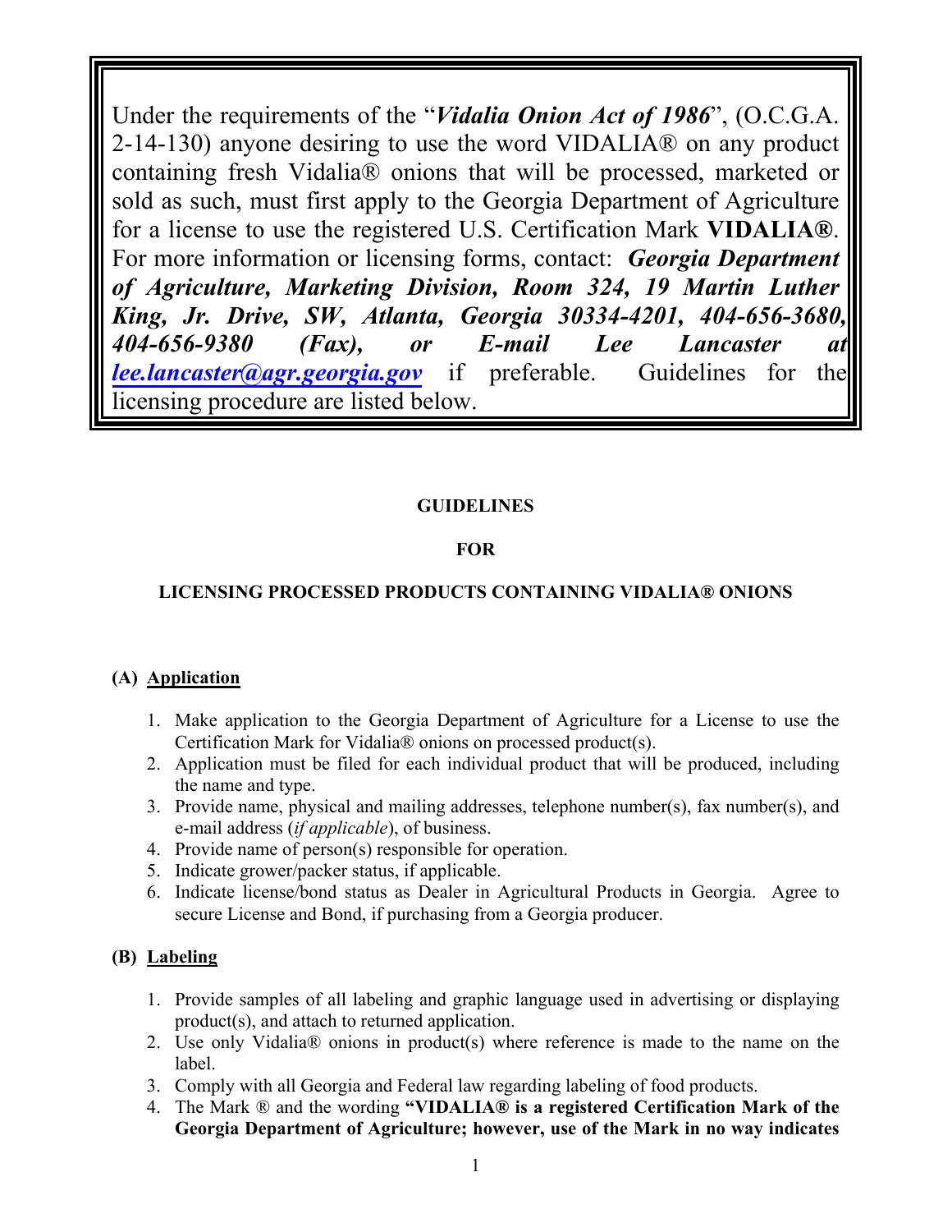Under the requirements of the "***Vidalia Onion Act of 1986***", (O.C.G.A. 2-14-130) anyone desiring to use the word VIDALIA® on any product containing fresh Vidalia® onions that will be processed, marketed or sold as such, must first apply to the Georgia Department of Agriculture for a license to use the registered U.S. Certification Mark **VIDALIA®**. For more information or licensing forms, contact: ***Georgia Department of Agriculture, Marketing Division, Room 324, 19 Martin Luther King, Jr. Drive, SW, Atlanta, Georgia 30334-4201, 404-656-3680, 404-656-9380 (Fax), or E-mail Lee Lancaster at lee.lancaster@agr.georgia.gov*** if preferable. Guidelines for the licensing procedure are listed below.

**GUIDELINES**

**FOR**

**LICENSING PROCESSED PRODUCTS CONTAINING VIDALIA® ONIONS**

## (A) Application

1. Make application to the Georgia Department of Agriculture for a License to use the Certification Mark for Vidalia® onions on processed product(s).
2. Application must be filed for each individual product that will be produced, including the name and type.
3. Provide name, physical and mailing addresses, telephone number(s), fax number(s), and e-mail address (*if applicable*), of business.
4. Provide name of person(s) responsible for operation.
5. Indicate grower/packer status, if applicable.
6. Indicate license/bond status as Dealer in Agricultural Products in Georgia. Agree to secure License and Bond, if purchasing from a Georgia producer.

## (B) Labeling

1. Provide samples of all labeling and graphic language used in advertising or displaying product(s), and attach to returned application.
2. Use only Vidalia® onions in product(s) where reference is made to the name on the label.
3. Comply with all Georgia and Federal law regarding labeling of food products.
4. The Mark ® and the wording **"VIDALIA® is a registered Certification Mark of the Georgia Department of Agriculture; however, use of the Mark in no way indicates**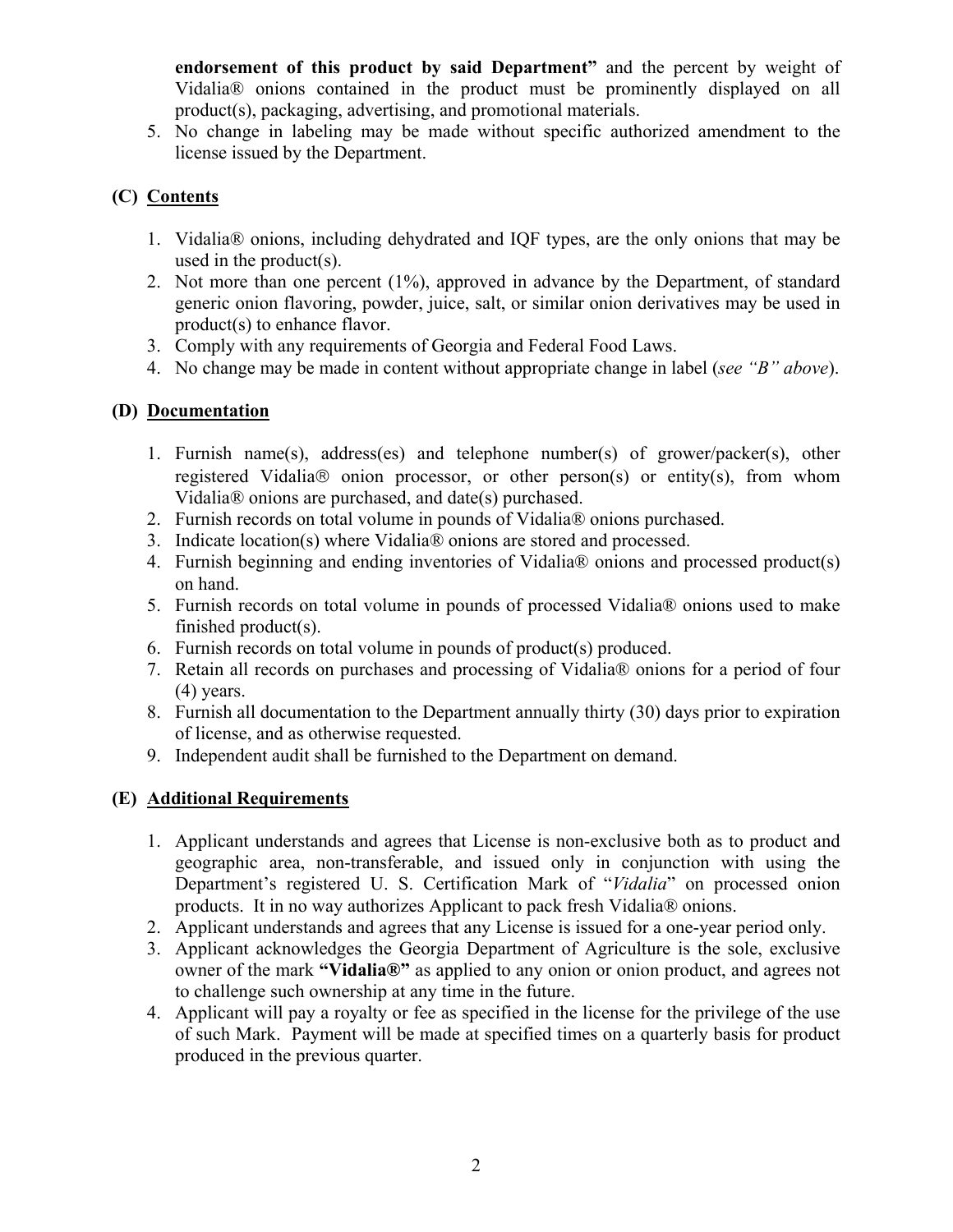**endorsement of this product by said Department"** and the percent by weight of Vidalia® onions contained in the product must be prominently displayed on all product(s), packaging, advertising, and promotional materials.

5. No change in labeling may be made without specific authorized amendment to the license issued by the Department.

## (C) Contents

1. Vidalia® onions, including dehydrated and IQF types, are the only onions that may be used in the product(s).
2. Not more than one percent (1%), approved in advance by the Department, of standard generic onion flavoring, powder, juice, salt, or similar onion derivatives may be used in product(s) to enhance flavor.
3. Comply with any requirements of Georgia and Federal Food Laws.
4. No change may be made in content without appropriate change in label (*see "B" above*).

## (D) Documentation

1. Furnish name(s), address(es) and telephone number(s) of grower/packer(s), other registered Vidalia® onion processor, or other person(s) or entity(s), from whom Vidalia® onions are purchased, and date(s) purchased.
2. Furnish records on total volume in pounds of Vidalia® onions purchased.
3. Indicate location(s) where Vidalia® onions are stored and processed.
4. Furnish beginning and ending inventories of Vidalia® onions and processed product(s) on hand.
5. Furnish records on total volume in pounds of processed Vidalia® onions used to make finished product(s).
6. Furnish records on total volume in pounds of product(s) produced.
7. Retain all records on purchases and processing of Vidalia® onions for a period of four (4) years.
8. Furnish all documentation to the Department annually thirty (30) days prior to expiration of license, and as otherwise requested.
9. Independent audit shall be furnished to the Department on demand.

## (E) Additional Requirements

1. Applicant understands and agrees that License is non-exclusive both as to product and geographic area, non-transferable, and issued only in conjunction with using the Department's registered U. S. Certification Mark of "*Vidalia*" on processed onion products. It in no way authorizes Applicant to pack fresh Vidalia® onions.
2. Applicant understands and agrees that any License is issued for a one-year period only.
3. Applicant acknowledges the Georgia Department of Agriculture is the sole, exclusive owner of the mark **"Vidalia®"** as applied to any onion or onion product, and agrees not to challenge such ownership at any time in the future.
4. Applicant will pay a royalty or fee as specified in the license for the privilege of the use of such Mark. Payment will be made at specified times on a quarterly basis for product produced in the previous quarter.